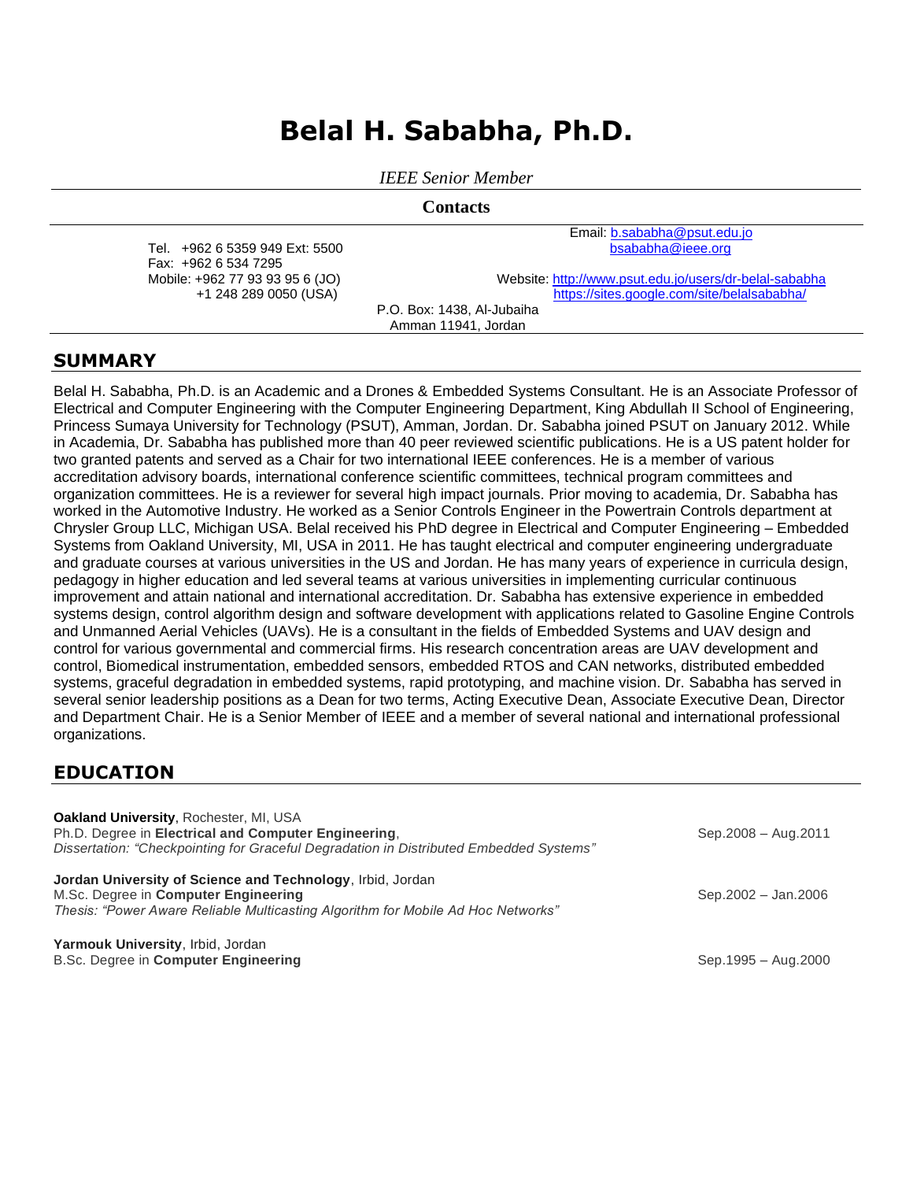# Belal H. Sababha, Ph.D.

*IEEE Senior Member*

## Contacts

Tel. +962 6 5359 949 Ext: 5500
Fax: +962 6 534 7295
Mobile: +962 77 93 93 95 6 (JO)
+1 248 289 0050 (USA)

Email: b.sababha@psut.edu.jo
bsababha@ieee.org

Website: http://www.psut.edu.jo/users/dr-belal-sababha
https://sites.google.com/site/belalsababha/

P.O. Box: 1438, Al-Jubaiha
Amman 11941, Jordan

## SUMMARY

Belal H. Sababha, Ph.D. is an Academic and a Drones & Embedded Systems Consultant. He is an Associate Professor of Electrical and Computer Engineering with the Computer Engineering Department, King Abdullah II School of Engineering, Princess Sumaya University for Technology (PSUT), Amman, Jordan. Dr. Sababha joined PSUT on January 2012. While in Academia, Dr. Sababha has published more than 40 peer reviewed scientific publications. He is a US patent holder for two granted patents and served as a Chair for two international IEEE conferences. He is a member of various accreditation advisory boards, international conference scientific committees, technical program committees and organization committees. He is a reviewer for several high impact journals. Prior moving to academia, Dr. Sababha has worked in the Automotive Industry. He worked as a Senior Controls Engineer in the Powertrain Controls department at Chrysler Group LLC, Michigan USA. Belal received his PhD degree in Electrical and Computer Engineering – Embedded Systems from Oakland University, MI, USA in 2011. He has taught electrical and computer engineering undergraduate and graduate courses at various universities in the US and Jordan. He has many years of experience in curricula design, pedagogy in higher education and led several teams at various universities in implementing curricular continuous improvement and attain national and international accreditation. Dr. Sababha has extensive experience in embedded systems design, control algorithm design and software development with applications related to Gasoline Engine Controls and Unmanned Aerial Vehicles (UAVs). He is a consultant in the fields of Embedded Systems and UAV design and control for various governmental and commercial firms. His research concentration areas are UAV development and control, Biomedical instrumentation, embedded sensors, embedded RTOS and CAN networks, distributed embedded systems, graceful degradation in embedded systems, rapid prototyping, and machine vision. Dr. Sababha has served in several senior leadership positions as a Dean for two terms, Acting Executive Dean, Associate Executive Dean, Director and Department Chair. He is a Senior Member of IEEE and a member of several national and international professional organizations.

## EDUCATION

**Oakland University**, Rochester, MI, USA
Ph.D. Degree in **Electrical and Computer Engineering**, — Sep.2008 – Aug.2011
*Dissertation: "Checkpointing for Graceful Degradation in Distributed Embedded Systems"*

**Jordan University of Science and Technology**, Irbid, Jordan
M.Sc. Degree in **Computer Engineering** — Sep.2002 – Jan.2006
*Thesis: "Power Aware Reliable Multicasting Algorithm for Mobile Ad Hoc Networks"*

**Yarmouk University**, Irbid, Jordan
B.Sc. Degree in **Computer Engineering** — Sep.1995 – Aug.2000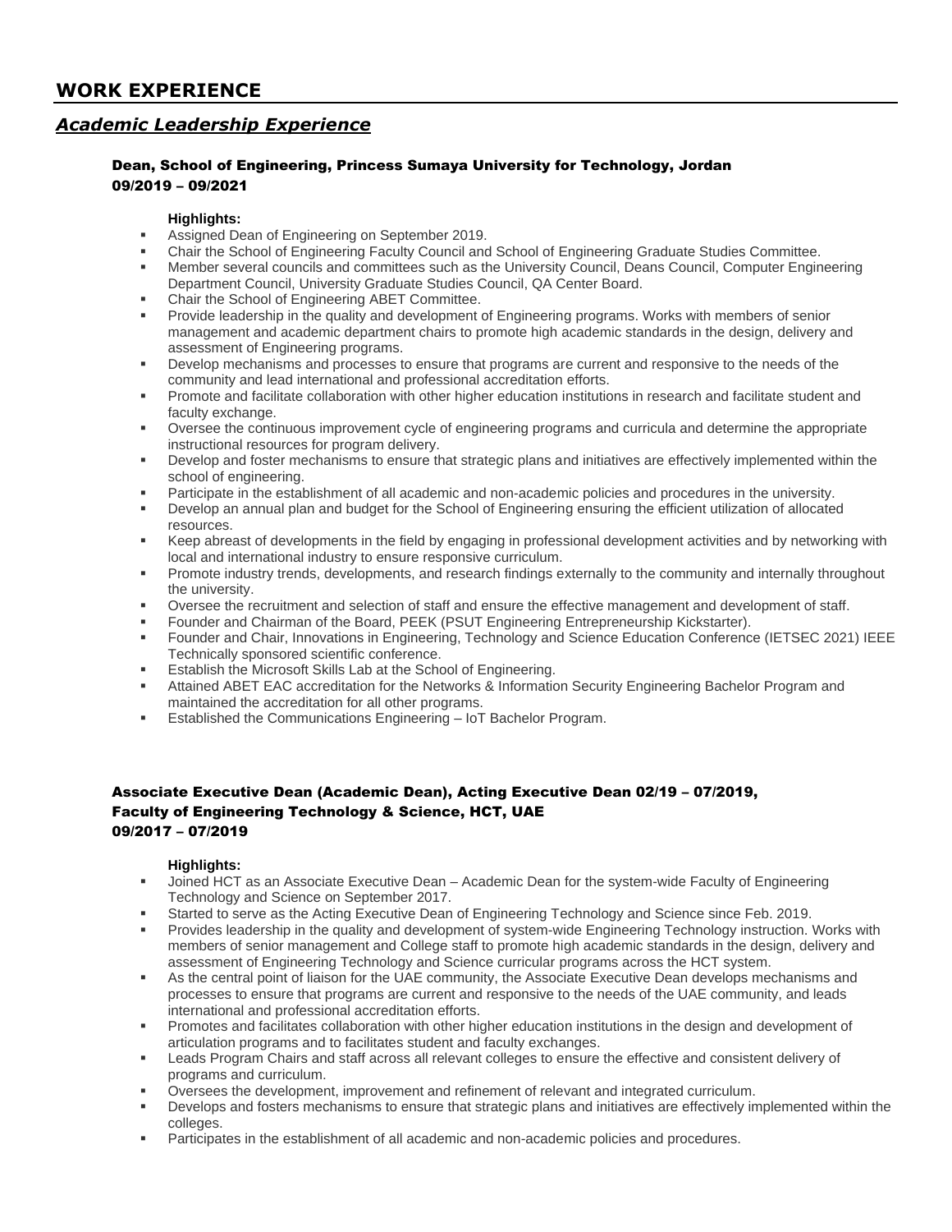## WORK EXPERIENCE

### *Academic Leadership Experience*

#### Dean, School of Engineering, Princess Sumaya University for Technology, Jordan
**09/2019 – 09/2021**

**Highlights:**

- Assigned Dean of Engineering on September 2019.
- Chair the School of Engineering Faculty Council and School of Engineering Graduate Studies Committee.
- Member several councils and committees such as the University Council, Deans Council, Computer Engineering Department Council, University Graduate Studies Council, QA Center Board.
- Chair the School of Engineering ABET Committee.
- Provide leadership in the quality and development of Engineering programs. Works with members of senior management and academic department chairs to promote high academic standards in the design, delivery and assessment of Engineering programs.
- Develop mechanisms and processes to ensure that programs are current and responsive to the needs of the community and lead international and professional accreditation efforts.
- Promote and facilitate collaboration with other higher education institutions in research and facilitate student and faculty exchange.
- Oversee the continuous improvement cycle of engineering programs and curricula and determine the appropriate instructional resources for program delivery.
- Develop and foster mechanisms to ensure that strategic plans and initiatives are effectively implemented within the school of engineering.
- Participate in the establishment of all academic and non-academic policies and procedures in the university.
- Develop an annual plan and budget for the School of Engineering ensuring the efficient utilization of allocated resources.
- Keep abreast of developments in the field by engaging in professional development activities and by networking with local and international industry to ensure responsive curriculum.
- Promote industry trends, developments, and research findings externally to the community and internally throughout the university.
- Oversee the recruitment and selection of staff and ensure the effective management and development of staff.
- Founder and Chairman of the Board, PEEK (PSUT Engineering Entrepreneurship Kickstarter).
- Founder and Chair, Innovations in Engineering, Technology and Science Education Conference (IETSEC 2021) IEEE Technically sponsored scientific conference.
- Establish the Microsoft Skills Lab at the School of Engineering.
- Attained ABET EAC accreditation for the Networks & Information Security Engineering Bachelor Program and maintained the accreditation for all other programs.
- Established the Communications Engineering – IoT Bachelor Program.

#### Associate Executive Dean (Academic Dean), Acting Executive Dean 02/19 – 07/2019, Faculty of Engineering Technology & Science, HCT, UAE
**09/2017 – 07/2019**

**Highlights:**

- Joined HCT as an Associate Executive Dean – Academic Dean for the system-wide Faculty of Engineering Technology and Science on September 2017.
- Started to serve as the Acting Executive Dean of Engineering Technology and Science since Feb. 2019.
- Provides leadership in the quality and development of system-wide Engineering Technology instruction. Works with members of senior management and College staff to promote high academic standards in the design, delivery and assessment of Engineering Technology and Science curricular programs across the HCT system.
- As the central point of liaison for the UAE community, the Associate Executive Dean develops mechanisms and processes to ensure that programs are current and responsive to the needs of the UAE community, and leads international and professional accreditation efforts.
- Promotes and facilitates collaboration with other higher education institutions in the design and development of articulation programs and to facilitates student and faculty exchanges.
- Leads Program Chairs and staff across all relevant colleges to ensure the effective and consistent delivery of programs and curriculum.
- Oversees the development, improvement and refinement of relevant and integrated curriculum.
- Develops and fosters mechanisms to ensure that strategic plans and initiatives are effectively implemented within the colleges.
- Participates in the establishment of all academic and non-academic policies and procedures.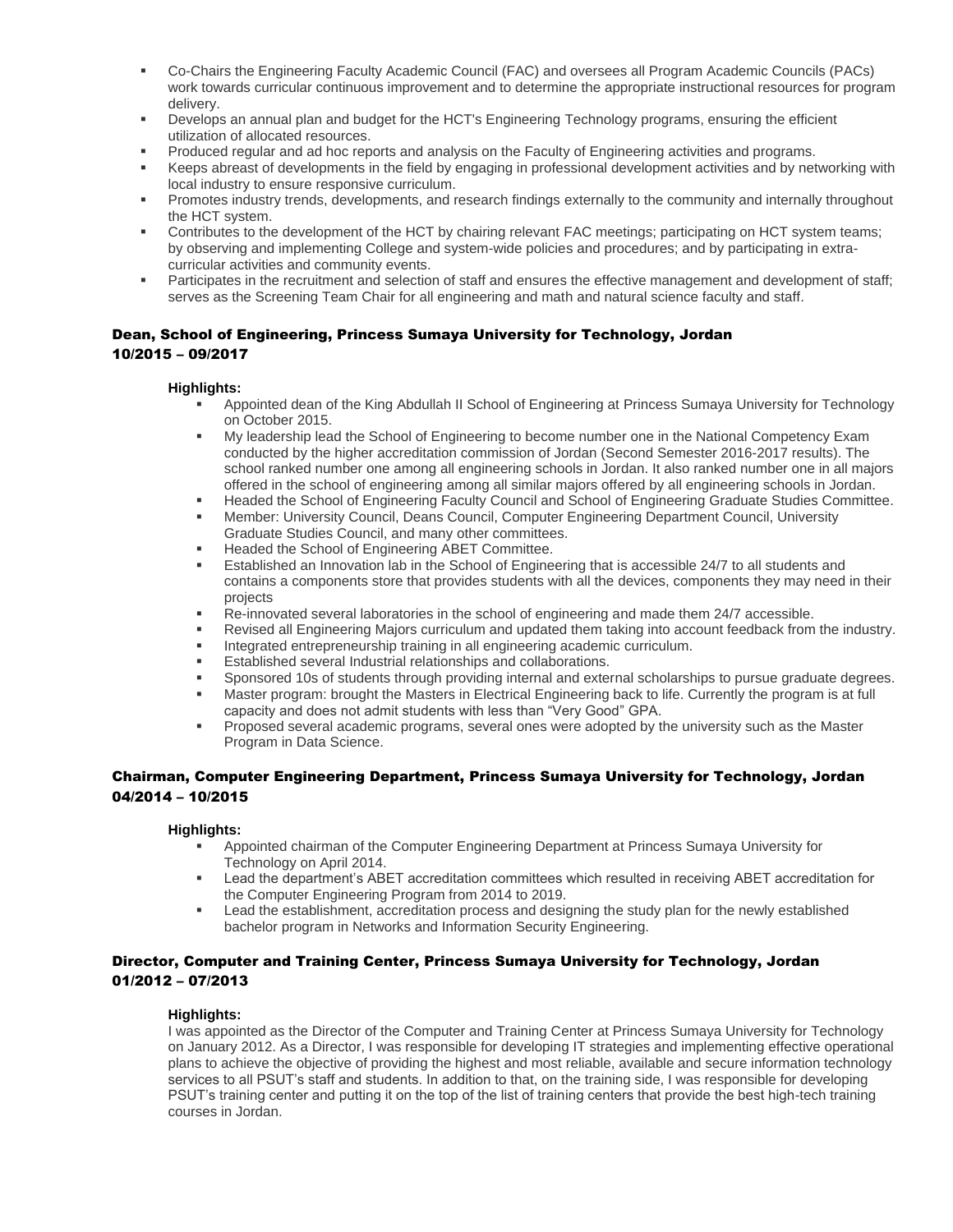- Co-Chairs the Engineering Faculty Academic Council (FAC) and oversees all Program Academic Councils (PACs) work towards curricular continuous improvement and to determine the appropriate instructional resources for program delivery.
- Develops an annual plan and budget for the HCT's Engineering Technology programs, ensuring the efficient utilization of allocated resources.
- Produced regular and ad hoc reports and analysis on the Faculty of Engineering activities and programs.
- Keeps abreast of developments in the field by engaging in professional development activities and by networking with local industry to ensure responsive curriculum.
- Promotes industry trends, developments, and research findings externally to the community and internally throughout the HCT system.
- Contributes to the development of the HCT by chairing relevant FAC meetings; participating on HCT system teams; by observing and implementing College and system-wide policies and procedures; and by participating in extra-curricular activities and community events.
- Participates in the recruitment and selection of staff and ensures the effective management and development of staff; serves as the Screening Team Chair for all engineering and math and natural science faculty and staff.

### Dean, School of Engineering, Princess Sumaya University for Technology, Jordan
### 10/2015 – 09/2017

**Highlights:**

- Appointed dean of the King Abdullah II School of Engineering at Princess Sumaya University for Technology on October 2015.
- My leadership lead the School of Engineering to become number one in the National Competency Exam conducted by the higher accreditation commission of Jordan (Second Semester 2016-2017 results). The school ranked number one among all engineering schools in Jordan. It also ranked number one in all majors offered in the school of engineering among all similar majors offered by all engineering schools in Jordan.
- Headed the School of Engineering Faculty Council and School of Engineering Graduate Studies Committee.
- Member: University Council, Deans Council, Computer Engineering Department Council, University Graduate Studies Council, and many other committees.
- Headed the School of Engineering ABET Committee.
- Established an Innovation lab in the School of Engineering that is accessible 24/7 to all students and contains a components store that provides students with all the devices, components they may need in their projects
- Re-innovated several laboratories in the school of engineering and made them 24/7 accessible.
- Revised all Engineering Majors curriculum and updated them taking into account feedback from the industry.
- Integrated entrepreneurship training in all engineering academic curriculum.
- Established several Industrial relationships and collaborations.
- Sponsored 10s of students through providing internal and external scholarships to pursue graduate degrees.
- Master program: brought the Masters in Electrical Engineering back to life. Currently the program is at full capacity and does not admit students with less than "Very Good" GPA.
- Proposed several academic programs, several ones were adopted by the university such as the Master Program in Data Science.

### Chairman, Computer Engineering Department, Princess Sumaya University for Technology, Jordan
### 04/2014 – 10/2015

**Highlights:**

- Appointed chairman of the Computer Engineering Department at Princess Sumaya University for Technology on April 2014.
- Lead the department's ABET accreditation committees which resulted in receiving ABET accreditation for the Computer Engineering Program from 2014 to 2019.
- Lead the establishment, accreditation process and designing the study plan for the newly established bachelor program in Networks and Information Security Engineering.

### Director, Computer and Training Center, Princess Sumaya University for Technology, Jordan
### 01/2012 – 07/2013

**Highlights:**

I was appointed as the Director of the Computer and Training Center at Princess Sumaya University for Technology on January 2012. As a Director, I was responsible for developing IT strategies and implementing effective operational plans to achieve the objective of providing the highest and most reliable, available and secure information technology services to all PSUT's staff and students. In addition to that, on the training side, I was responsible for developing PSUT's training center and putting it on the top of the list of training centers that provide the best high-tech training courses in Jordan.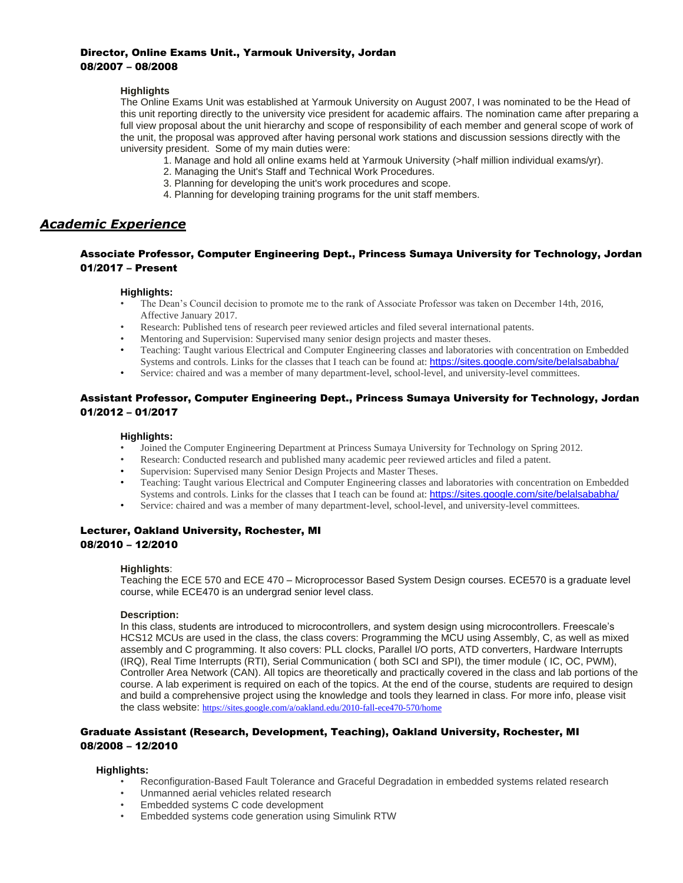**Director, Online Exams Unit., Yarmouk University, Jordan**
**08/2007 – 08/2008**

**Highlights**
The Online Exams Unit was established at Yarmouk University on August 2007, I was nominated to be the Head of this unit reporting directly to the university vice president for academic affairs. The nomination came after preparing a full view proposal about the unit hierarchy and scope of responsibility of each member and general scope of work of the unit, the proposal was approved after having personal work stations and discussion sessions directly with the university president. Some of my main duties were:

1. Manage and hold all online exams held at Yarmouk University (>half million individual exams/yr).
2. Managing the Unit's Staff and Technical Work Procedures.
3. Planning for developing the unit's work procedures and scope.
4. Planning for developing training programs for the unit staff members.

## *Academic Experience*

**Associate Professor, Computer Engineering Dept., Princess Sumaya University for Technology, Jordan**
**01/2017 – Present**

**Highlights:**

- The Dean's Council decision to promote me to the rank of Associate Professor was taken on December 14th, 2016, Affective January 2017.
- Research: Published tens of research peer reviewed articles and filed several international patents.
- Mentoring and Supervision: Supervised many senior design projects and master theses.
- Teaching: Taught various Electrical and Computer Engineering classes and laboratories with concentration on Embedded Systems and controls. Links for the classes that I teach can be found at: https://sites.google.com/site/belalsababha/
- Service: chaired and was a member of many department-level, school-level, and university-level committees.

**Assistant Professor, Computer Engineering Dept., Princess Sumaya University for Technology, Jordan**
**01/2012 – 01/2017**

**Highlights:**

- Joined the Computer Engineering Department at Princess Sumaya University for Technology on Spring 2012.
- Research: Conducted research and published many academic peer reviewed articles and filed a patent.
- Supervision: Supervised many Senior Design Projects and Master Theses.
- Teaching: Taught various Electrical and Computer Engineering classes and laboratories with concentration on Embedded Systems and controls. Links for the classes that I teach can be found at: https://sites.google.com/site/belalsababha/
- Service: chaired and was a member of many department-level, school-level, and university-level committees.

**Lecturer, Oakland University, Rochester, MI**
**08/2010 – 12/2010**

**Highlights**:
Teaching the ECE 570 and ECE 470 – Microprocessor Based System Design courses. ECE570 is a graduate level course, while ECE470 is an undergrad senior level class.

**Description:**
In this class, students are introduced to microcontrollers, and system design using microcontrollers. Freescale's HCS12 MCUs are used in the class, the class covers: Programming the MCU using Assembly, C, as well as mixed assembly and C programming. It also covers: PLL clocks, Parallel I/O ports, ATD converters, Hardware Interrupts (IRQ), Real Time Interrupts (RTI), Serial Communication ( both SCI and SPI), the timer module ( IC, OC, PWM), Controller Area Network (CAN). All topics are theoretically and practically covered in the class and lab portions of the course. A lab experiment is required on each of the topics. At the end of the course, students are required to design and build a comprehensive project using the knowledge and tools they learned in class. For more info, please visit the class website: https://sites.google.com/a/oakland.edu/2010-fall-ece470-570/home

**Graduate Assistant (Research, Development, Teaching), Oakland University, Rochester, MI**
**08/2008 – 12/2010**

**Highlights:**

- Reconfiguration-Based Fault Tolerance and Graceful Degradation in embedded systems related research
- Unmanned aerial vehicles related research
- Embedded systems C code development
- Embedded systems code generation using Simulink RTW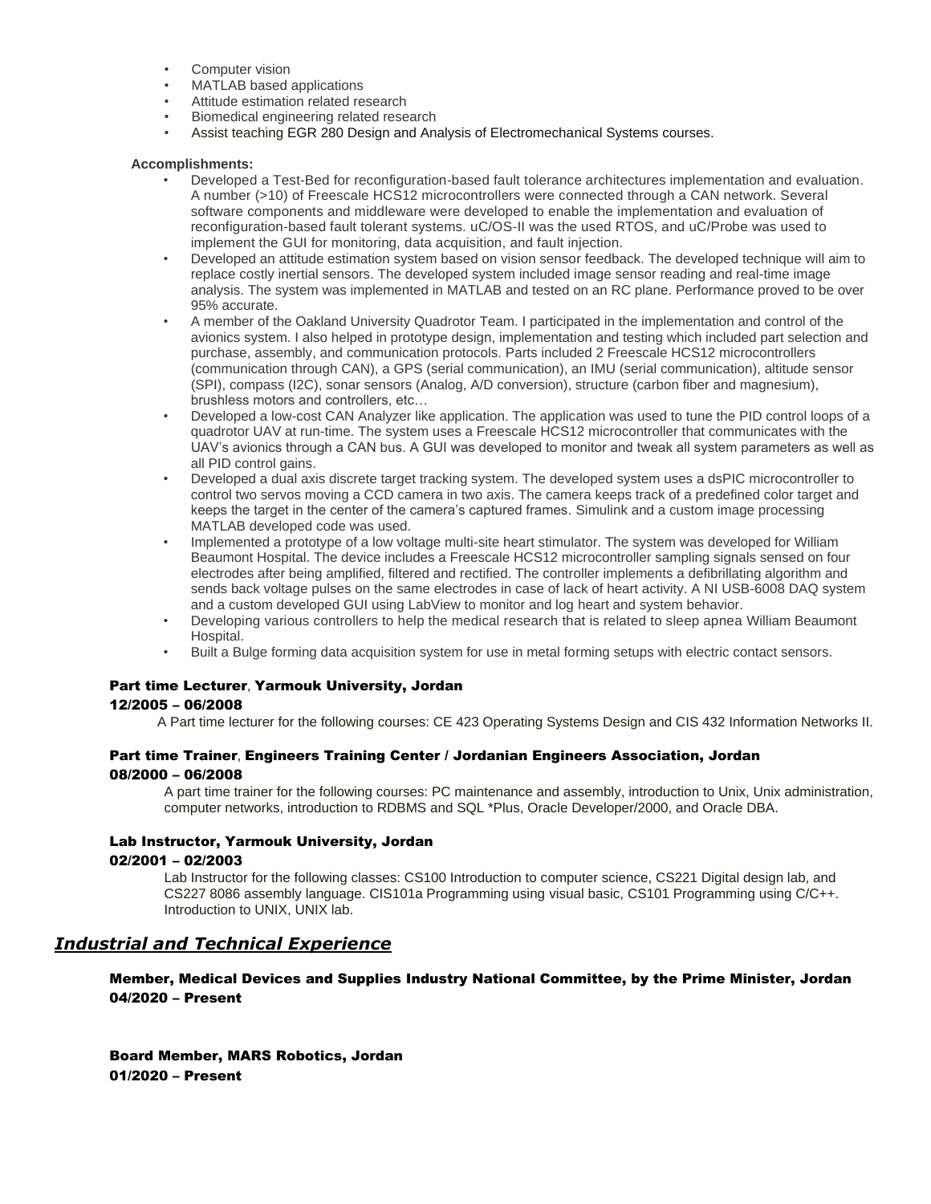- Computer vision
- MATLAB based applications
- Attitude estimation related research
- Biomedical engineering related research
- Assist teaching EGR 280 Design and Analysis of Electromechanical Systems courses.

**Accomplishments:**

- Developed a Test-Bed for reconfiguration-based fault tolerance architectures implementation and evaluation. A number (>10) of Freescale HCS12 microcontrollers were connected through a CAN network. Several software components and middleware were developed to enable the implementation and evaluation of reconfiguration-based fault tolerant systems. uC/OS-II was the used RTOS, and uC/Probe was used to implement the GUI for monitoring, data acquisition, and fault injection.
- Developed an attitude estimation system based on vision sensor feedback. The developed technique will aim to replace costly inertial sensors. The developed system included image sensor reading and real-time image analysis. The system was implemented in MATLAB and tested on an RC plane. Performance proved to be over 95% accurate.
- A member of the Oakland University Quadrotor Team. I participated in the implementation and control of the avionics system. I also helped in prototype design, implementation and testing which included part selection and purchase, assembly, and communication protocols. Parts included 2 Freescale HCS12 microcontrollers (communication through CAN), a GPS (serial communication), an IMU (serial communication), altitude sensor (SPI), compass (I2C), sonar sensors (Analog, A/D conversion), structure (carbon fiber and magnesium), brushless motors and controllers, etc…
- Developed a low-cost CAN Analyzer like application. The application was used to tune the PID control loops of a quadrotor UAV at run-time. The system uses a Freescale HCS12 microcontroller that communicates with the UAV's avionics through a CAN bus. A GUI was developed to monitor and tweak all system parameters as well as all PID control gains.
- Developed a dual axis discrete target tracking system. The developed system uses a dsPIC microcontroller to control two servos moving a CCD camera in two axis. The camera keeps track of a predefined color target and keeps the target in the center of the camera's captured frames. Simulink and a custom image processing MATLAB developed code was used.
- Implemented a prototype of a low voltage multi-site heart stimulator. The system was developed for William Beaumont Hospital. The device includes a Freescale HCS12 microcontroller sampling signals sensed on four electrodes after being amplified, filtered and rectified. The controller implements a defibrillating algorithm and sends back voltage pulses on the same electrodes in case of lack of heart activity. A NI USB-6008 DAQ system and a custom developed GUI using LabView to monitor and log heart and system behavior.
- Developing various controllers to help the medical research that is related to sleep apnea William Beaumont Hospital.
- Built a Bulge forming data acquisition system for use in metal forming setups with electric contact sensors.

**Part time Lecturer**, **Yarmouk University, Jordan**
**12/2005 – 06/2008**

A Part time lecturer for the following courses: CE 423 Operating Systems Design and CIS 432 Information Networks II.

**Part time Trainer**, **Engineers Training Center / Jordanian Engineers Association, Jordan**
**08/2000 – 06/2008**

A part time trainer for the following courses: PC maintenance and assembly, introduction to Unix, Unix administration, computer networks, introduction to RDBMS and SQL *Plus, Oracle Developer/2000, and Oracle DBA.

**Lab Instructor, Yarmouk University, Jordan**
**02/2001 – 02/2003**

Lab Instructor for the following classes: CS100 Introduction to computer science, CS221 Digital design lab, and CS227 8086 assembly language. CIS101a Programming using visual basic, CS101 Programming using C/C++. Introduction to UNIX, UNIX lab.

## ***Industrial and Technical Experience***

**Member, Medical Devices and Supplies Industry National Committee, by the Prime Minister, Jordan**
**04/2020 – Present**

**Board Member, MARS Robotics, Jordan**
**01/2020 – Present**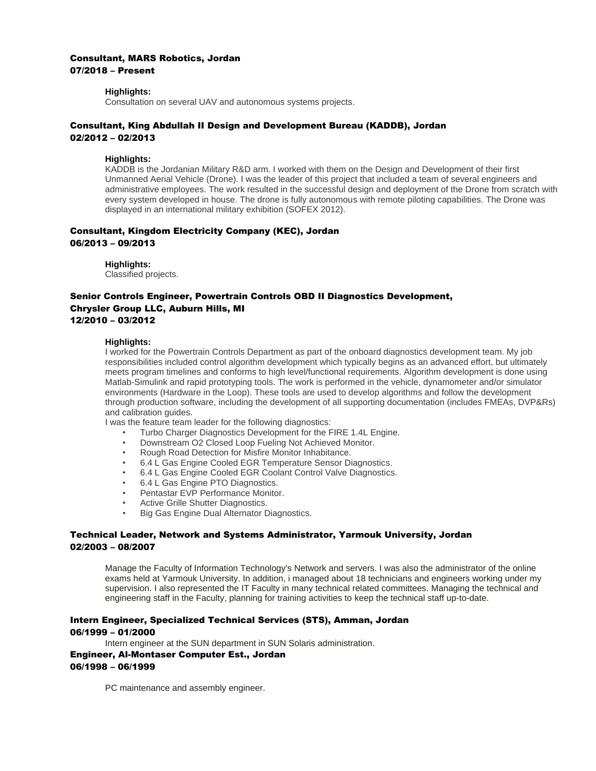### Consultant, MARS Robotics, Jordan
### 07/2018 – Present

**Highlights:**
Consultation on several UAV and autonomous systems projects.

### Consultant, King Abdullah II Design and Development Bureau (KADDB), Jordan
### 02/2012 – 02/2013

**Highlights:**
KADDB is the Jordanian Military R&D arm. I worked with them on the Design and Development of their first Unmanned Aerial Vehicle (Drone). I was the leader of this project that included a team of several engineers and administrative employees. The work resulted in the successful design and deployment of the Drone from scratch with every system developed in house. The drone is fully autonomous with remote piloting capabilities. The Drone was displayed in an international military exhibition (SOFEX 2012).

### Consultant, Kingdom Electricity Company (KEC), Jordan
### 06/2013 – 09/2013

**Highlights:**
Classified projects.

### Senior Controls Engineer, Powertrain Controls OBD II Diagnostics Development, Chrysler Group LLC, Auburn Hills, MI
### 12/2010 – 03/2012

**Highlights:**
I worked for the Powertrain Controls Department as part of the onboard diagnostics development team. My job responsibilities included control algorithm development which typically begins as an advanced effort, but ultimately meets program timelines and conforms to high level/functional requirements. Algorithm development is done using Matlab-Simulink and rapid prototyping tools. The work is performed in the vehicle, dynamometer and/or simulator environments (Hardware in the Loop). These tools are used to develop algorithms and follow the development through production software, including the development of all supporting documentation (includes FMEAs, DVP&Rs) and calibration guides.
I was the feature team leader for the following diagnostics:

- Turbo Charger Diagnostics Development for the FIRE 1.4L Engine.
- Downstream O2 Closed Loop Fueling Not Achieved Monitor.
- Rough Road Detection for Misfire Monitor Inhabitance.
- 6.4 L Gas Engine Cooled EGR Temperature Sensor Diagnostics.
- 6.4 L Gas Engine Cooled EGR Coolant Control Valve Diagnostics.
- 6.4 L Gas Engine PTO Diagnostics.
- Pentastar EVP Performance Monitor.
- Active Grille Shutter Diagnostics.
- Big Gas Engine Dual Alternator Diagnostics.

### Technical Leader, Network and Systems Administrator, Yarmouk University, Jordan
### 02/2003 – 08/2007

Manage the Faculty of Information Technology's Network and servers. I was also the administrator of the online exams held at Yarmouk University. In addition, i managed about 18 technicians and engineers working under my supervision. I also represented the IT Faculty in many technical related committees. Managing the technical and engineering staff in the Faculty, planning for training activities to keep the technical staff up-to-date.

### Intern Engineer, Specialized Technical Services (STS), Amman, Jordan
### 06/1999 – 01/2000

Intern engineer at the SUN department in SUN Solaris administration.

### Engineer, Al-Montaser Computer Est., Jordan
### 06/1998 – 06/1999

PC maintenance and assembly engineer.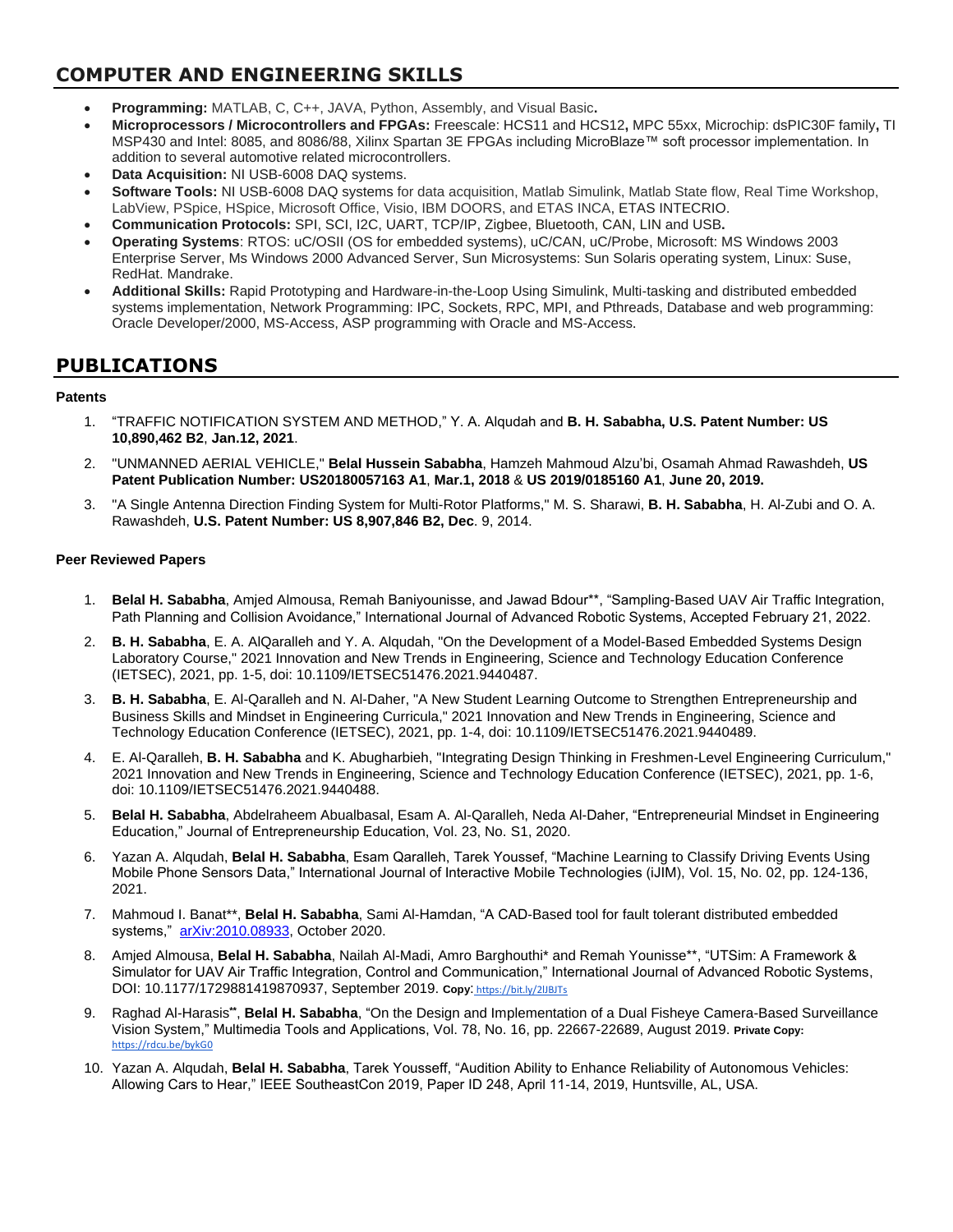## COMPUTER AND ENGINEERING SKILLS

- **Programming:** MATLAB, C, C++, JAVA, Python, Assembly, and Visual Basic**.**
- **Microprocessors / Microcontrollers and FPGAs:** Freescale: HCS11 and HCS12**,** MPC 55xx, Microchip: dsPIC30F family**,** TI MSP430 and Intel: 8085, and 8086/88, Xilinx Spartan 3E FPGAs including MicroBlaze™ soft processor implementation. In addition to several automotive related microcontrollers.
- **Data Acquisition:** NI USB-6008 DAQ systems.
- **Software Tools:** NI USB-6008 DAQ systems for data acquisition, Matlab Simulink, Matlab State flow, Real Time Workshop, LabView, PSpice, HSpice, Microsoft Office, Visio, IBM DOORS, and ETAS INCA, ETAS INTECRIO.
- **Communication Protocols:** SPI, SCI, I2C, UART, TCP/IP, Zigbee, Bluetooth, CAN, LIN and USB**.**
- **Operating Systems**: RTOS: uC/OSII (OS for embedded systems), uC/CAN, uC/Probe, Microsoft: MS Windows 2003 Enterprise Server, Ms Windows 2000 Advanced Server, Sun Microsystems: Sun Solaris operating system, Linux: Suse, RedHat. Mandrake.
- **Additional Skills:** Rapid Prototyping and Hardware-in-the-Loop Using Simulink, Multi-tasking and distributed embedded systems implementation, Network Programming: IPC, Sockets, RPC, MPI, and Pthreads, Database and web programming: Oracle Developer/2000, MS-Access, ASP programming with Oracle and MS-Access.

## PUBLICATIONS

### Patents

1. "TRAFFIC NOTIFICATION SYSTEM AND METHOD," Y. A. Alqudah and **B. H. Sababha, U.S. Patent Number: US 10,890,462 B2**, **Jan.12, 2021**.
2. "UNMANNED AERIAL VEHICLE," **Belal Hussein Sababha**, Hamzeh Mahmoud Alzu'bi, Osamah Ahmad Rawashdeh, **US Patent Publication Number: US20180057163 A1**, **Mar.1, 2018** & **US 2019/0185160 A1**, **June 20, 2019.**
3. "A Single Antenna Direction Finding System for Multi-Rotor Platforms," M. S. Sharawi, **B. H. Sababha**, H. Al-Zubi and O. A. Rawashdeh, **U.S. Patent Number: US 8,907,846 B2, Dec**. 9, 2014.

### Peer Reviewed Papers

1. **Belal H. Sababha**, Amjed Almousa, Remah Baniyounisse, and Jawad Bdour**, "Sampling-Based UAV Air Traffic Integration, Path Planning and Collision Avoidance," International Journal of Advanced Robotic Systems, Accepted February 21, 2022.
2. **B. H. Sababha**, E. A. AlQaralleh and Y. A. Alqudah, "On the Development of a Model-Based Embedded Systems Design Laboratory Course," 2021 Innovation and New Trends in Engineering, Science and Technology Education Conference (IETSEC), 2021, pp. 1-5, doi: 10.1109/IETSEC51476.2021.9440487.
3. **B. H. Sababha**, E. Al-Qaralleh and N. Al-Daher, "A New Student Learning Outcome to Strengthen Entrepreneurship and Business Skills and Mindset in Engineering Curricula," 2021 Innovation and New Trends in Engineering, Science and Technology Education Conference (IETSEC), 2021, pp. 1-4, doi: 10.1109/IETSEC51476.2021.9440489.
4. E. Al-Qaralleh, **B. H. Sababha** and K. Abugharbieh, "Integrating Design Thinking in Freshmen-Level Engineering Curriculum," 2021 Innovation and New Trends in Engineering, Science and Technology Education Conference (IETSEC), 2021, pp. 1-6, doi: 10.1109/IETSEC51476.2021.9440488.
5. **Belal H. Sababha**, Abdelraheem Abualbasal, Esam A. Al-Qaralleh, Neda Al-Daher, "Entrepreneurial Mindset in Engineering Education," Journal of Entrepreneurship Education, Vol. 23, No. S1, 2020.
6. Yazan A. Alqudah, **Belal H. Sababha**, Esam Qaralleh, Tarek Youssef, "Machine Learning to Classify Driving Events Using Mobile Phone Sensors Data," International Journal of Interactive Mobile Technologies (iJIM), Vol. 15, No. 02, pp. 124-136, 2021.
7. Mahmoud I. Banat**, **Belal H. Sababha**, Sami Al-Hamdan, "A CAD-Based tool for fault tolerant distributed embedded systems," arXiv:2010.08933, October 2020.
8. Amjed Almousa, **Belal H. Sababha**, Nailah Al-Madi, Amro Barghouthi* and Remah Younisse**, "UTSim: A Framework & Simulator for UAV Air Traffic Integration, Control and Communication," International Journal of Advanced Robotic Systems, DOI: 10.1177/1729881419870937, September 2019. **Copy**: https://bit.ly/2lJBJTs
9. Raghad Al-Harasis**, **Belal H. Sababha**, "On the Design and Implementation of a Dual Fisheye Camera-Based Surveillance Vision System," Multimedia Tools and Applications, Vol. 78, No. 16, pp. 22667-22689, August 2019. **Private Copy:** https://rdcu.be/bykG0
10. Yazan A. Alqudah, **Belal H. Sababha**, Tarek Yousseff, "Audition Ability to Enhance Reliability of Autonomous Vehicles: Allowing Cars to Hear," IEEE SoutheastCon 2019, Paper ID 248, April 11-14, 2019, Huntsville, AL, USA.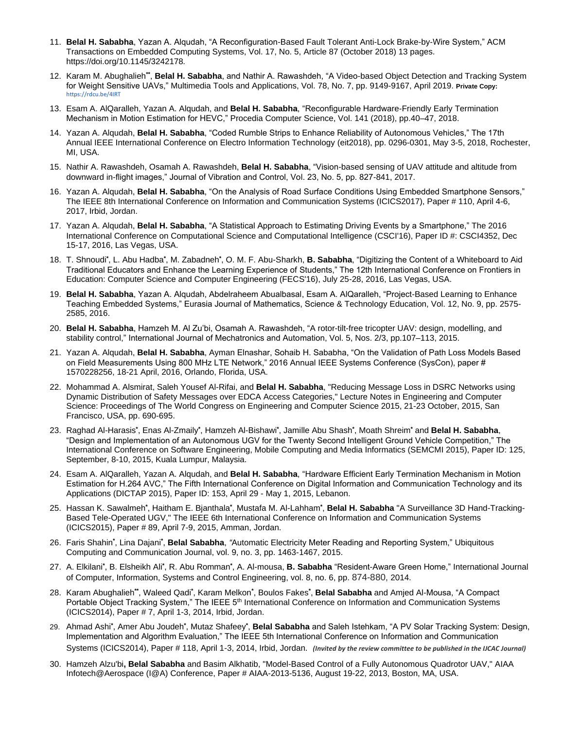11. **Belal H. Sababha**, Yazan A. Alqudah, "A Reconfiguration-Based Fault Tolerant Anti-Lock Brake-by-Wire System," ACM Transactions on Embedded Computing Systems, Vol. 17, No. 5, Article 87 (October 2018) 13 pages. https://doi.org/10.1145/3242178.
12. Karam M. Abughalieh[**], **Belal H. Sababha**, and Nathir A. Rawashdeh, "A Video-based Object Detection and Tracking System for Weight Sensitive UAVs," Multimedia Tools and Applications, Vol. 78, No. 7, pp. 9149-9167, April 2019. **Private Copy:** https://rdcu.be/4IRT
13. Esam A. AlQaralleh, Yazan A. Alqudah, and **Belal H. Sababha**, "Reconfigurable Hardware-Friendly Early Termination Mechanism in Motion Estimation for HEVC," Procedia Computer Science, Vol. 141 (2018), pp.40–47, 2018.
14. Yazan A. Alqudah, **Belal H. Sababha**, "Coded Rumble Strips to Enhance Reliability of Autonomous Vehicles," The 17th Annual IEEE International Conference on Electro Information Technology (eit2018), pp. 0296-0301, May 3-5, 2018, Rochester, MI, USA.
15. Nathir A. Rawashdeh, Osamah A. Rawashdeh, **Belal H. Sababha**, "Vision-based sensing of UAV attitude and altitude from downward in-flight images," Journal of Vibration and Control, Vol. 23, No. 5, pp. 827-841, 2017.
16. Yazan A. Alqudah, **Belal H. Sababha**, "On the Analysis of Road Surface Conditions Using Embedded Smartphone Sensors," The IEEE 8th International Conference on Information and Communication Systems (ICICS2017), Paper # 110, April 4-6, 2017, Irbid, Jordan.
17. Yazan A. Alqudah, **Belal H. Sababha**, "A Statistical Approach to Estimating Driving Events by a Smartphone," The 2016 International Conference on Computational Science and Computational Intelligence (CSCI'16), Paper ID #: CSCI4352, Dec 15-17, 2016, Las Vegas, USA.
18. T. Shnoudi[*], L. Abu Hadba[*], M. Zabadneh[*], O. M. F. Abu-Sharkh, **B. Sababha**, "Digitizing the Content of a Whiteboard to Aid Traditional Educators and Enhance the Learning Experience of Students," The 12th International Conference on Frontiers in Education: Computer Science and Computer Engineering (FECS'16), July 25-28, 2016, Las Vegas, USA.
19. **Belal H. Sababha**, Yazan A. Alqudah, Abdelraheem Abualbasal, Esam A. AlQaralleh, "Project-Based Learning to Enhance Teaching Embedded Systems," Eurasia Journal of Mathematics, Science & Technology Education, Vol. 12, No. 9, pp. 2575-2585, 2016.
20. **Belal H. Sababha**, Hamzeh M. Al Zu'bi, Osamah A. Rawashdeh, "A rotor-tilt-free tricopter UAV: design, modelling, and stability control," International Journal of Mechatronics and Automation, Vol. 5, Nos. 2/3, pp.107–113, 2015.
21. Yazan A. Alqudah, **Belal H. Sababha**, Ayman Elnashar, Sohaib H. Sababha, "On the Validation of Path Loss Models Based on Field Measurements Using 800 MHz LTE Network," 2016 Annual IEEE Systems Conference (SysCon), paper # 1570228256, 18-21 April, 2016, Orlando, Florida, USA.
22. Mohammad A. Alsmirat, Saleh Yousef Al-Rifai, and **Belal H. Sababha**, "Reducing Message Loss in DSRC Networks using Dynamic Distribution of Safety Messages over EDCA Access Categories," Lecture Notes in Engineering and Computer Science: Proceedings of The World Congress on Engineering and Computer Science 2015, 21-23 October, 2015, San Francisco, USA, pp. 690-695.
23. Raghad Al-Harasis[*], Enas Al-Zmaily[*], Hamzeh Al-Bishawi[*], Jamille Abu Shash[*], Moath Shreim[*] and **Belal H. Sababha**, "Design and Implementation of an Autonomous UGV for the Twenty Second Intelligent Ground Vehicle Competition," The International Conference on Software Engineering, Mobile Computing and Media Informatics (SEMCMI 2015), Paper ID: 125, September, 8-10, 2015, Kuala Lumpur, Malaysia.
24. Esam A. AlQaralleh, Yazan A. Alqudah, and **Belal H. Sababha**, "Hardware Efficient Early Termination Mechanism in Motion Estimation for H.264 AVC," The Fifth International Conference on Digital Information and Communication Technology and its Applications (DICTAP 2015), Paper ID: 153, April 29 - May 1, 2015, Lebanon.
25. Hassan K. Sawalmeh[*], Haitham E. Bjanthala[*], Mustafa M. Al-Lahham[*], **Belal H. Sababha** "A Surveillance 3D Hand-Tracking-Based Tele-Operated UGV," The IEEE 6th International Conference on Information and Communication Systems (ICICS2015), Paper # 89, April 7-9, 2015, Amman, Jordan.
26. Faris Shahin[*], Lina Dajani[*], **Belal Sababha**, "Automatic Electricity Meter Reading and Reporting System," Ubiquitous Computing and Communication Journal, vol. 9, no. 3, pp. 1463-1467, 2015.
27. A. Elkilani[*], B. Elsheikh Ali[*], R. Abu Romman[*], A. Al-mousa, **B. Sababha** "Resident-Aware Green Home," International Journal of Computer, Information, Systems and Control Engineering, vol. 8, no. 6, pp. 874-880, 2014.
28. Karam Abughalieh[**], Waleed Qadi[*], Karam Melkon[*], Boulos Fakes[*], **Belal Sababha** and Amjed Al-Mousa, "A Compact Portable Object Tracking System," The IEEE 5th International Conference on Information and Communication Systems (ICICS2014), Paper # 7, April 1-3, 2014, Irbid, Jordan.
29. Ahmad Ashi[*], Amer Abu Joudeh[*], Mutaz Shafeey[*], **Belal Sababha** and Saleh Istehkam, "A PV Solar Tracking System: Design, Implementation and Algorithm Evaluation," The IEEE 5th International Conference on Information and Communication Systems (ICICS2014), Paper # 118, April 1-3, 2014, Irbid, Jordan. ***(Invited by the review committee to be published in the IJCAC Journal)***
30. Hamzeh Alzu'bi**, Belal Sababha** and Basim Alkhatib, "Model-Based Control of a Fully Autonomous Quadrotor UAV," AIAA Infotech@Aerospace (I@A) Conference, Paper # AIAA-2013-5136, August 19-22, 2013, Boston, MA, USA.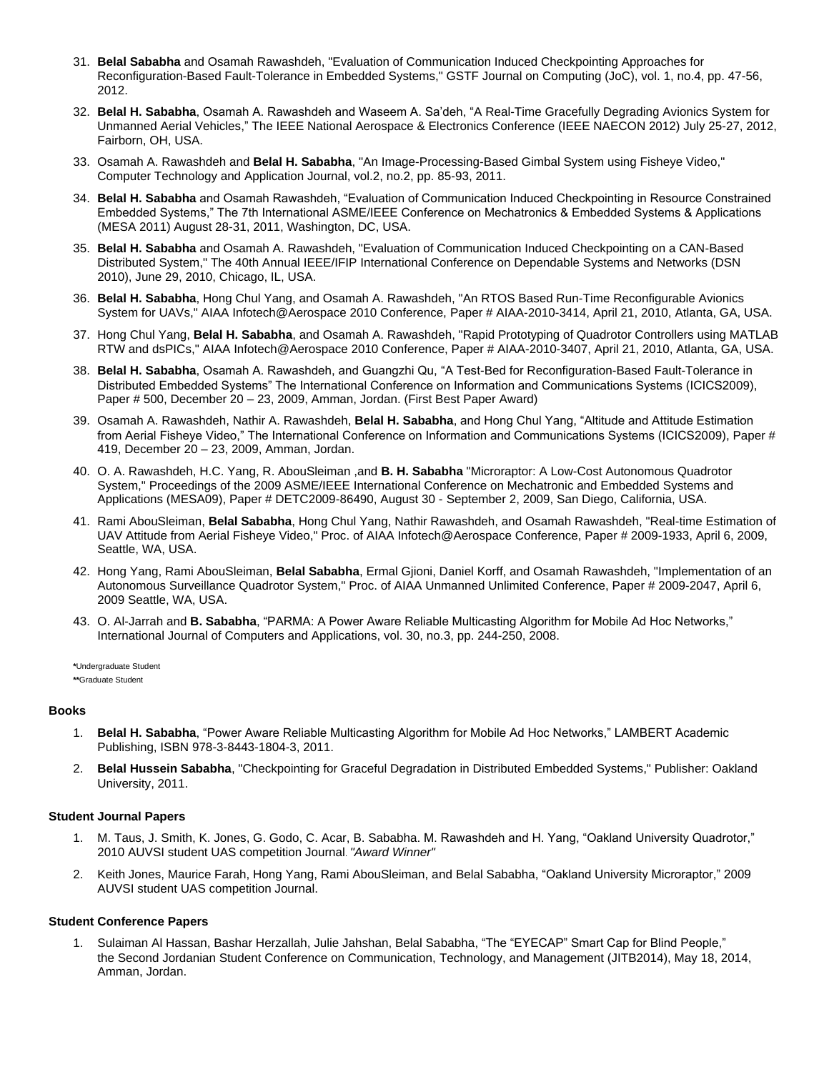31. **Belal Sababha** and Osamah Rawashdeh, "Evaluation of Communication Induced Checkpointing Approaches for Reconfiguration-Based Fault-Tolerance in Embedded Systems," GSTF Journal on Computing (JoC), vol. 1, no.4, pp. 47-56, 2012.

32. **Belal H. Sababha**, Osamah A. Rawashdeh and Waseem A. Sa'deh, "A Real-Time Gracefully Degrading Avionics System for Unmanned Aerial Vehicles," The IEEE National Aerospace & Electronics Conference (IEEE NAECON 2012) July 25-27, 2012, Fairborn, OH, USA.

33. Osamah A. Rawashdeh and **Belal H. Sababha**, "An Image-Processing-Based Gimbal System using Fisheye Video," Computer Technology and Application Journal, vol.2, no.2, pp. 85-93, 2011.

34. **Belal H. Sababha** and Osamah Rawashdeh, "Evaluation of Communication Induced Checkpointing in Resource Constrained Embedded Systems," The 7th International ASME/IEEE Conference on Mechatronics & Embedded Systems & Applications (MESA 2011) August 28-31, 2011, Washington, DC, USA.

35. **Belal H. Sababha** and Osamah A. Rawashdeh, "Evaluation of Communication Induced Checkpointing on a CAN-Based Distributed System," The 40th Annual IEEE/IFIP International Conference on Dependable Systems and Networks (DSN 2010), June 29, 2010, Chicago, IL, USA.

36. **Belal H. Sababha**, Hong Chul Yang, and Osamah A. Rawashdeh, "An RTOS Based Run-Time Reconfigurable Avionics System for UAVs," AIAA Infotech@Aerospace 2010 Conference, Paper # AIAA-2010-3414, April 21, 2010, Atlanta, GA, USA.

37. Hong Chul Yang, **Belal H. Sababha**, and Osamah A. Rawashdeh, "Rapid Prototyping of Quadrotor Controllers using MATLAB RTW and dsPICs," AIAA Infotech@Aerospace 2010 Conference, Paper # AIAA-2010-3407, April 21, 2010, Atlanta, GA, USA.

38. **Belal H. Sababha**, Osamah A. Rawashdeh, and Guangzhi Qu, "A Test-Bed for Reconfiguration-Based Fault-Tolerance in Distributed Embedded Systems" The International Conference on Information and Communications Systems (ICICS2009), Paper # 500, December 20 – 23, 2009, Amman, Jordan. (First Best Paper Award)

39. Osamah A. Rawashdeh, Nathir A. Rawashdeh, **Belal H. Sababha**, and Hong Chul Yang, "Altitude and Attitude Estimation from Aerial Fisheye Video," The International Conference on Information and Communications Systems (ICICS2009), Paper # 419, December 20 – 23, 2009, Amman, Jordan.

40. O. A. Rawashdeh, H.C. Yang, R. AbouSleiman ,and **B. H. Sababha** "Microraptor: A Low-Cost Autonomous Quadrotor System," Proceedings of the 2009 ASME/IEEE International Conference on Mechatronic and Embedded Systems and Applications (MESA09), Paper # DETC2009-86490, August 30 - September 2, 2009, San Diego, California, USA.

41. Rami AbouSleiman, **Belal Sababha**, Hong Chul Yang, Nathir Rawashdeh, and Osamah Rawashdeh, "Real-time Estimation of UAV Attitude from Aerial Fisheye Video," Proc. of AIAA Infotech@Aerospace Conference, Paper # 2009-1933, April 6, 2009, Seattle, WA, USA.

42. Hong Yang, Rami AbouSleiman, **Belal Sababha**, Ermal Gjioni, Daniel Korff, and Osamah Rawashdeh, "Implementation of an Autonomous Surveillance Quadrotor System," Proc. of AIAA Unmanned Unlimited Conference, Paper # 2009-2047, April 6, 2009 Seattle, WA, USA.

43. O. Al-Jarrah and **B. Sababha**, "PARMA: A Power Aware Reliable Multicasting Algorithm for Mobile Ad Hoc Networks," International Journal of Computers and Applications, vol. 30, no.3, pp. 244-250, 2008.

**\***Undergraduate Student
**\*\***Graduate Student

#### Books

1. **Belal H. Sababha**, "Power Aware Reliable Multicasting Algorithm for Mobile Ad Hoc Networks," LAMBERT Academic Publishing, ISBN 978-3-8443-1804-3, 2011.

2. **Belal Hussein Sababha**, "Checkpointing for Graceful Degradation in Distributed Embedded Systems," Publisher: Oakland University, 2011.

#### Student Journal Papers

1. M. Taus, J. Smith, K. Jones, G. Godo, C. Acar, B. Sababha. M. Rawashdeh and H. Yang, "Oakland University Quadrotor," 2010 AUVSI student UAS competition Journal. *"Award Winner"*

2. Keith Jones, Maurice Farah, Hong Yang, Rami AbouSleiman, and Belal Sababha, "Oakland University Microraptor," 2009 AUVSI student UAS competition Journal.

#### Student Conference Papers

1. Sulaiman Al Hassan, Bashar Herzallah, Julie Jahshan, Belal Sababha, "The "EYECAP" Smart Cap for Blind People," the Second Jordanian Student Conference on Communication, Technology, and Management (JITB2014), May 18, 2014, Amman, Jordan.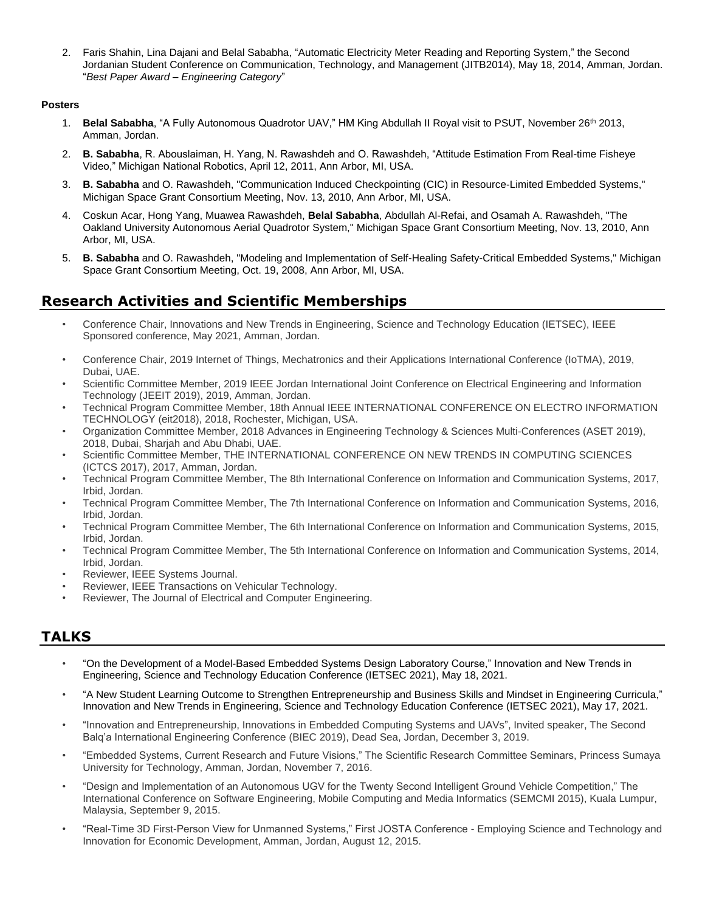2. Faris Shahin, Lina Dajani and Belal Sababha, “Automatic Electricity Meter Reading and Reporting System,” the Second Jordanian Student Conference on Communication, Technology, and Management (JITB2014), May 18, 2014, Amman, Jordan. “*Best Paper Award – Engineering Category*”

**Posters**

1. **Belal Sababha**, “A Fully Autonomous Quadrotor UAV,” HM King Abdullah II Royal visit to PSUT, November 26th 2013, Amman, Jordan.
2. **B. Sababha**, R. Abouslaiman, H. Yang, N. Rawashdeh and O. Rawashdeh, “Attitude Estimation From Real-time Fisheye Video,” Michigan National Robotics, April 12, 2011, Ann Arbor, MI, USA.
3. **B. Sababha** and O. Rawashdeh, "Communication Induced Checkpointing (CIC) in Resource-Limited Embedded Systems," Michigan Space Grant Consortium Meeting, Nov. 13, 2010, Ann Arbor, MI, USA.
4. Coskun Acar, Hong Yang, Muawea Rawashdeh, **Belal Sababha**, Abdullah Al-Refai, and Osamah A. Rawashdeh, "The Oakland University Autonomous Aerial Quadrotor System," Michigan Space Grant Consortium Meeting, Nov. 13, 2010, Ann Arbor, MI, USA.
5. **B. Sababha** and O. Rawashdeh, "Modeling and Implementation of Self-Healing Safety-Critical Embedded Systems," Michigan Space Grant Consortium Meeting, Oct. 19, 2008, Ann Arbor, MI, USA.

## Research Activities and Scientific Memberships

- Conference Chair, Innovations and New Trends in Engineering, Science and Technology Education (IETSEC), IEEE Sponsored conference, May 2021, Amman, Jordan.
- Conference Chair, 2019 Internet of Things, Mechatronics and their Applications International Conference (IoTMA), 2019, Dubai, UAE.
- Scientific Committee Member, 2019 IEEE Jordan International Joint Conference on Electrical Engineering and Information Technology (JEEIT 2019), 2019, Amman, Jordan.
- Technical Program Committee Member, 18th Annual IEEE INTERNATIONAL CONFERENCE ON ELECTRO INFORMATION TECHNOLOGY (eit2018), 2018, Rochester, Michigan, USA.
- Organization Committee Member, 2018 Advances in Engineering Technology & Sciences Multi-Conferences (ASET 2019), 2018, Dubai, Sharjah and Abu Dhabi, UAE.
- Scientific Committee Member, THE INTERNATIONAL CONFERENCE ON NEW TRENDS IN COMPUTING SCIENCES (ICTCS 2017), 2017, Amman, Jordan.
- Technical Program Committee Member, The 8th International Conference on Information and Communication Systems, 2017, Irbid, Jordan.
- Technical Program Committee Member, The 7th International Conference on Information and Communication Systems, 2016, Irbid, Jordan.
- Technical Program Committee Member, The 6th International Conference on Information and Communication Systems, 2015, Irbid, Jordan.
- Technical Program Committee Member, The 5th International Conference on Information and Communication Systems, 2014, Irbid, Jordan.
- Reviewer, IEEE Systems Journal.
- Reviewer, IEEE Transactions on Vehicular Technology.
- Reviewer, The Journal of Electrical and Computer Engineering.

## TALKS

- “On the Development of a Model-Based Embedded Systems Design Laboratory Course,” Innovation and New Trends in Engineering, Science and Technology Education Conference (IETSEC 2021), May 18, 2021.
- “A New Student Learning Outcome to Strengthen Entrepreneurship and Business Skills and Mindset in Engineering Curricula,” Innovation and New Trends in Engineering, Science and Technology Education Conference (IETSEC 2021), May 17, 2021.
- “Innovation and Entrepreneurship, Innovations in Embedded Computing Systems and UAVs”, Invited speaker, The Second Balq’a International Engineering Conference (BIEC 2019), Dead Sea, Jordan, December 3, 2019.
- “Embedded Systems, Current Research and Future Visions,” The Scientific Research Committee Seminars, Princess Sumaya University for Technology, Amman, Jordan, November 7, 2016.
- “Design and Implementation of an Autonomous UGV for the Twenty Second Intelligent Ground Vehicle Competition,” The International Conference on Software Engineering, Mobile Computing and Media Informatics (SEMCMI 2015), Kuala Lumpur, Malaysia, September 9, 2015.
- “Real-Time 3D First-Person View for Unmanned Systems,” First JOSTA Conference - Employing Science and Technology and Innovation for Economic Development, Amman, Jordan, August 12, 2015.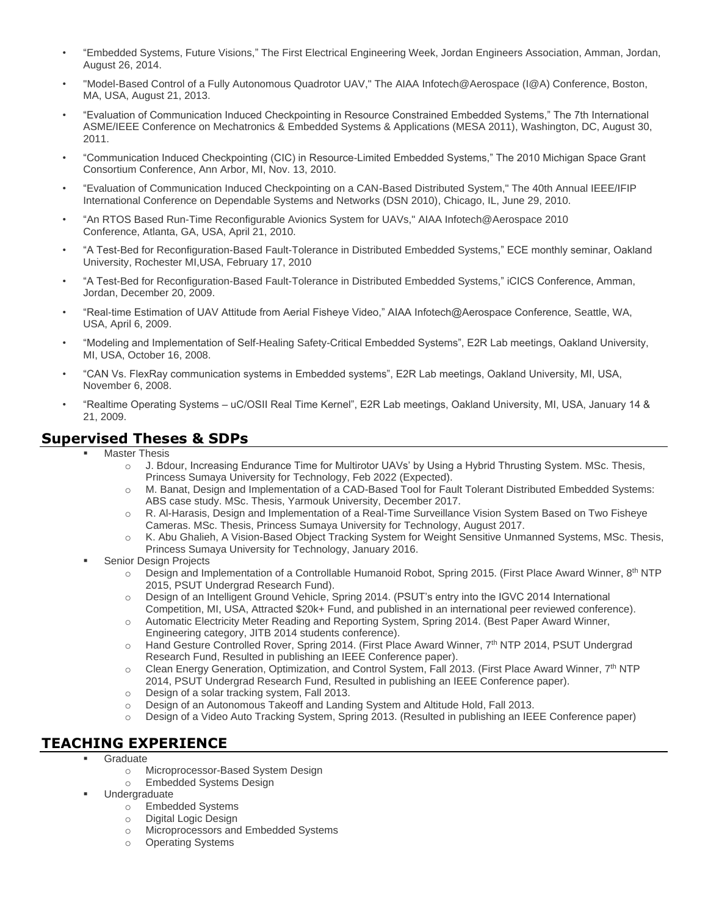- “Embedded Systems, Future Visions,” The First Electrical Engineering Week, Jordan Engineers Association, Amman, Jordan, August 26, 2014.
- "Model-Based Control of a Fully Autonomous Quadrotor UAV," The AIAA Infotech@Aerospace (I@A) Conference, Boston, MA, USA, August 21, 2013.
- “Evaluation of Communication Induced Checkpointing in Resource Constrained Embedded Systems,” The 7th International ASME/IEEE Conference on Mechatronics & Embedded Systems & Applications (MESA 2011), Washington, DC, August 30, 2011.
- “Communication Induced Checkpointing (CIC) in Resource-Limited Embedded Systems,” The 2010 Michigan Space Grant Consortium Conference, Ann Arbor, MI, Nov. 13, 2010.
- “Evaluation of Communication Induced Checkpointing on a CAN-Based Distributed System," The 40th Annual IEEE/IFIP International Conference on Dependable Systems and Networks (DSN 2010), Chicago, IL, June 29, 2010.
- “An RTOS Based Run-Time Reconfigurable Avionics System for UAVs," AIAA Infotech@Aerospace 2010 Conference, Atlanta, GA, USA, April 21, 2010.
- “A Test-Bed for Reconfiguration-Based Fault-Tolerance in Distributed Embedded Systems,” ECE monthly seminar, Oakland University, Rochester MI,USA, February 17, 2010
- “A Test-Bed for Reconfiguration-Based Fault-Tolerance in Distributed Embedded Systems,” iCICS Conference, Amman, Jordan, December 20, 2009.
- “Real-time Estimation of UAV Attitude from Aerial Fisheye Video,” AIAA Infotech@Aerospace Conference, Seattle, WA, USA, April 6, 2009.
- “Modeling and Implementation of Self-Healing Safety-Critical Embedded Systems”, E2R Lab meetings, Oakland University, MI, USA, October 16, 2008.
- “CAN Vs. FlexRay communication systems in Embedded systems”, E2R Lab meetings, Oakland University, MI, USA, November 6, 2008.
- “Realtime Operating Systems – uC/OSII Real Time Kernel”, E2R Lab meetings, Oakland University, MI, USA, January 14 & 21, 2009.

## Supervised Theses & SDPs

- Master Thesis
  - J. Bdour, Increasing Endurance Time for Multirotor UAVs’ by Using a Hybrid Thrusting System. MSc. Thesis, Princess Sumaya University for Technology, Feb 2022 (Expected).
  - M. Banat, Design and Implementation of a CAD-Based Tool for Fault Tolerant Distributed Embedded Systems: ABS case study. MSc. Thesis, Yarmouk University, December 2017.
  - R. Al-Harasis, Design and Implementation of a Real-Time Surveillance Vision System Based on Two Fisheye Cameras. MSc. Thesis, Princess Sumaya University for Technology, August 2017.
  - K. Abu Ghalieh, A Vision-Based Object Tracking System for Weight Sensitive Unmanned Systems, MSc. Thesis, Princess Sumaya University for Technology, January 2016.
- Senior Design Projects
  - Design and Implementation of a Controllable Humanoid Robot, Spring 2015. (First Place Award Winner, 8th NTP 2015, PSUT Undergrad Research Fund).
  - Design of an Intelligent Ground Vehicle, Spring 2014. (PSUT’s entry into the IGVC 2014 International Competition, MI, USA, Attracted $20k+ Fund, and published in an international peer reviewed conference).
  - Automatic Electricity Meter Reading and Reporting System, Spring 2014. (Best Paper Award Winner, Engineering category, JITB 2014 students conference).
  - Hand Gesture Controlled Rover, Spring 2014. (First Place Award Winner, 7th NTP 2014, PSUT Undergrad Research Fund, Resulted in publishing an IEEE Conference paper).
  - Clean Energy Generation, Optimization, and Control System, Fall 2013. (First Place Award Winner, 7th NTP 2014, PSUT Undergrad Research Fund, Resulted in publishing an IEEE Conference paper).
  - Design of a solar tracking system, Fall 2013.
  - Design of an Autonomous Takeoff and Landing System and Altitude Hold, Fall 2013.
  - Design of a Video Auto Tracking System, Spring 2013. (Resulted in publishing an IEEE Conference paper)

## TEACHING EXPERIENCE

- Graduate
  - Microprocessor-Based System Design
  - Embedded Systems Design
- Undergraduate
  - Embedded Systems
  - Digital Logic Design
  - Microprocessors and Embedded Systems
  - Operating Systems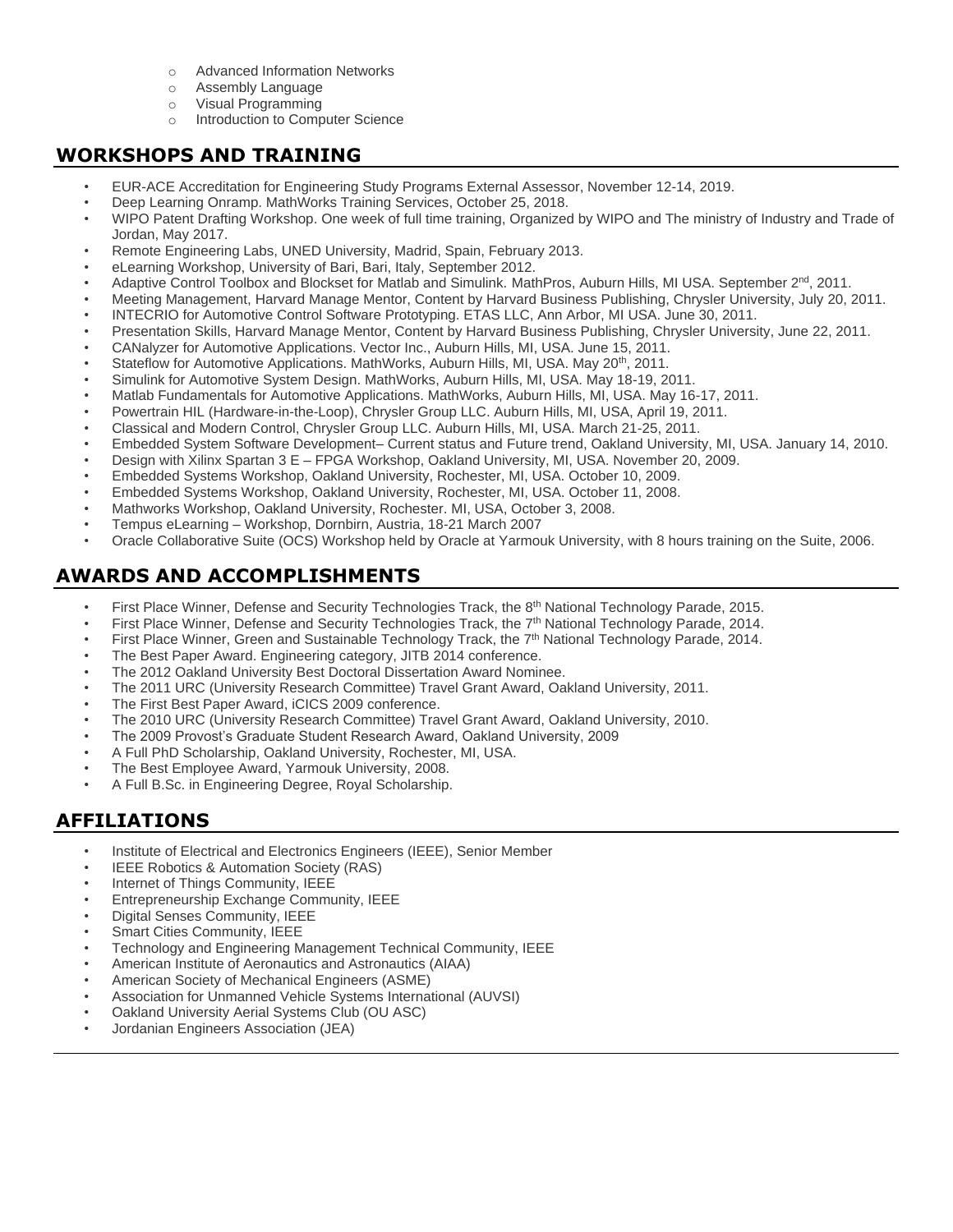- Advanced Information Networks
- Assembly Language
- Visual Programming
- Introduction to Computer Science

## WORKSHOPS AND TRAINING

- EUR-ACE Accreditation for Engineering Study Programs External Assessor, November 12-14, 2019.
- Deep Learning Onramp. MathWorks Training Services, October 25, 2018.
- WIPO Patent Drafting Workshop. One week of full time training, Organized by WIPO and The ministry of Industry and Trade of Jordan, May 2017.
- Remote Engineering Labs, UNED University, Madrid, Spain, February 2013.
- eLearning Workshop, University of Bari, Bari, Italy, September 2012.
- Adaptive Control Toolbox and Blockset for Matlab and Simulink. MathPros, Auburn Hills, MI USA. September 2nd, 2011.
- Meeting Management, Harvard Manage Mentor, Content by Harvard Business Publishing, Chrysler University, July 20, 2011.
- INTECRIO for Automotive Control Software Prototyping. ETAS LLC, Ann Arbor, MI USA. June 30, 2011.
- Presentation Skills, Harvard Manage Mentor, Content by Harvard Business Publishing, Chrysler University, June 22, 2011.
- CANalyzer for Automotive Applications. Vector Inc., Auburn Hills, MI, USA. June 15, 2011.
- Stateflow for Automotive Applications. MathWorks, Auburn Hills, MI, USA. May 20th, 2011.
- Simulink for Automotive System Design. MathWorks, Auburn Hills, MI, USA. May 18-19, 2011.
- Matlab Fundamentals for Automotive Applications. MathWorks, Auburn Hills, MI, USA. May 16-17, 2011.
- Powertrain HIL (Hardware-in-the-Loop), Chrysler Group LLC. Auburn Hills, MI, USA, April 19, 2011.
- Classical and Modern Control, Chrysler Group LLC. Auburn Hills, MI, USA. March 21-25, 2011.
- Embedded System Software Development– Current status and Future trend, Oakland University, MI, USA. January 14, 2010.
- Design with Xilinx Spartan 3 E – FPGA Workshop, Oakland University, MI, USA. November 20, 2009.
- Embedded Systems Workshop, Oakland University, Rochester, MI, USA. October 10, 2009.
- Embedded Systems Workshop, Oakland University, Rochester, MI, USA. October 11, 2008.
- Mathworks Workshop, Oakland University, Rochester. MI, USA, October 3, 2008.
- Tempus eLearning – Workshop, Dornbirn, Austria, 18-21 March 2007
- Oracle Collaborative Suite (OCS) Workshop held by Oracle at Yarmouk University, with 8 hours training on the Suite, 2006.

## AWARDS AND ACCOMPLISHMENTS

- First Place Winner, Defense and Security Technologies Track, the 8th National Technology Parade, 2015.
- First Place Winner, Defense and Security Technologies Track, the 7th National Technology Parade, 2014.
- First Place Winner, Green and Sustainable Technology Track, the 7th National Technology Parade, 2014.
- The Best Paper Award. Engineering category, JITB 2014 conference.
- The 2012 Oakland University Best Doctoral Dissertation Award Nominee.
- The 2011 URC (University Research Committee) Travel Grant Award, Oakland University, 2011.
- The First Best Paper Award, iCICS 2009 conference.
- The 2010 URC (University Research Committee) Travel Grant Award, Oakland University, 2010.
- The 2009 Provost's Graduate Student Research Award, Oakland University, 2009
- A Full PhD Scholarship, Oakland University, Rochester, MI, USA.
- The Best Employee Award, Yarmouk University, 2008.
- A Full B.Sc. in Engineering Degree, Royal Scholarship.

## AFFILIATIONS

- Institute of Electrical and Electronics Engineers (IEEE), Senior Member
- IEEE Robotics & Automation Society (RAS)
- Internet of Things Community, IEEE
- Entrepreneurship Exchange Community, IEEE
- Digital Senses Community, IEEE
- Smart Cities Community, IEEE
- Technology and Engineering Management Technical Community, IEEE
- American Institute of Aeronautics and Astronautics (AIAA)
- American Society of Mechanical Engineers (ASME)
- Association for Unmanned Vehicle Systems International (AUVSI)
- Oakland University Aerial Systems Club (OU ASC)
- Jordanian Engineers Association (JEA)